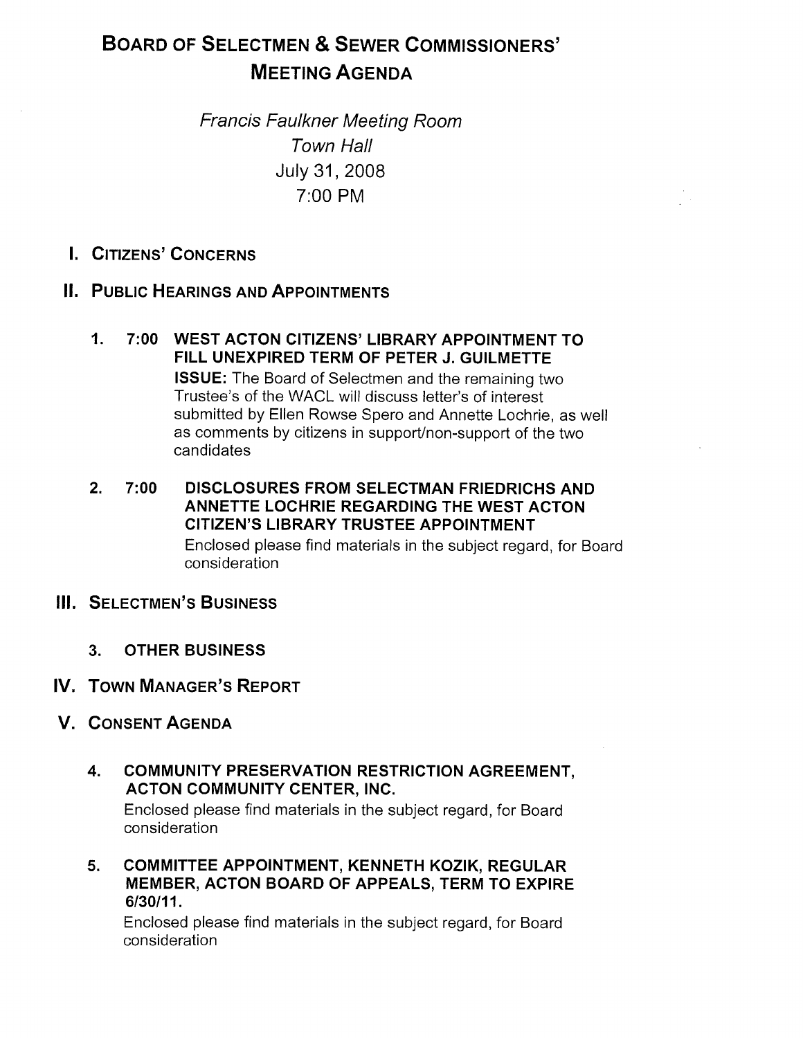# BOARD OF SELECTMEN & SEWER COMMISSIONERS' MEETING AGENDA

*Francis Faulkner Meeting Room*
*Town Hall*
July 31, 2008
7:00 PM

## I. CITIZENS' CONCERNS

## II. PUBLIC HEARINGS AND APPOINTMENTS

1. **7:00 WEST ACTON CITIZENS' LIBRARY APPOINTMENT TO FILL UNEXPIRED TERM OF PETER J. GUILMETTE**

   **ISSUE:** The Board of Selectmen and the remaining two Trustee's of the WACL will discuss letter's of interest submitted by Ellen Rowse Spero and Annette Lochrie, as well as comments by citizens in support/non-support of the two candidates

2. **7:00 DISCLOSURES FROM SELECTMAN FRIEDRICHS AND ANNETTE LOCHRIE REGARDING THE WEST ACTON CITIZEN'S LIBRARY TRUSTEE APPOINTMENT**

   Enclosed please find materials in the subject regard, for Board consideration

## III. SELECTMEN'S BUSINESS

3. **OTHER BUSINESS**

## IV. TOWN MANAGER'S REPORT

## V. CONSENT AGENDA

4. **COMMUNITY PRESERVATION RESTRICTION AGREEMENT, ACTON COMMUNITY CENTER, INC.**

   Enclosed please find materials in the subject regard, for Board consideration

5. **COMMITTEE APPOINTMENT, KENNETH KOZIK, REGULAR MEMBER, ACTON BOARD OF APPEALS, TERM TO EXPIRE 6/30/11.**

   Enclosed please find materials in the subject regard, for Board consideration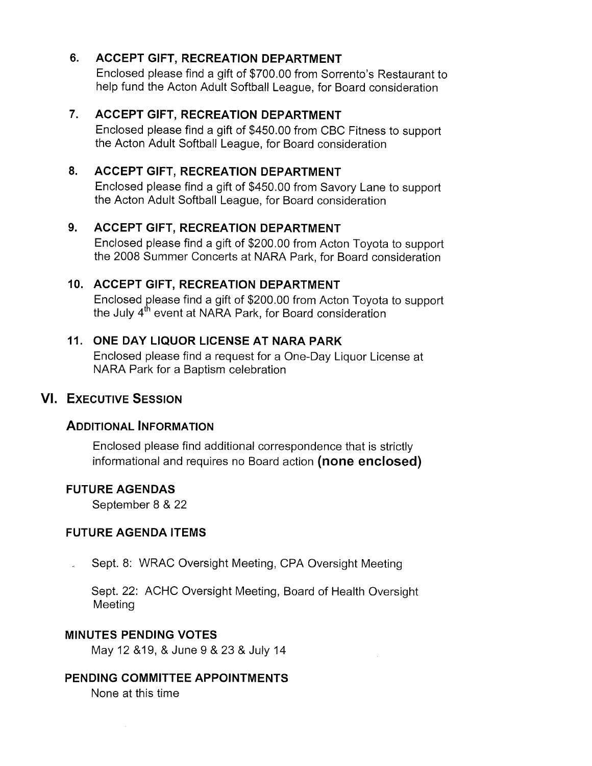6. **ACCEPT GIFT, RECREATION DEPARTMENT**
   Enclosed please find a gift of $700.00 from Sorrento's Restaurant to help fund the Acton Adult Softball League, for Board consideration

7. **ACCEPT GIFT, RECREATION DEPARTMENT**
   Enclosed please find a gift of $450.00 from CBC Fitness to support the Acton Adult Softball League, for Board consideration

8. **ACCEPT GIFT, RECREATION DEPARTMENT**
   Enclosed please find a gift of $450.00 from Savory Lane to support the Acton Adult Softball League, for Board consideration

9. **ACCEPT GIFT, RECREATION DEPARTMENT**
   Enclosed please find a gift of $200.00 from Acton Toyota to support the 2008 Summer Concerts at NARA Park, for Board consideration

10. **ACCEPT GIFT, RECREATION DEPARTMENT**
    Enclosed please find a gift of $200.00 from Acton Toyota to support the July 4th event at NARA Park, for Board consideration

11. **ONE DAY LIQUOR LICENSE AT NARA PARK**
    Enclosed please find a request for a One-Day Liquor License at NARA Park for a Baptism celebration

## VI. EXECUTIVE SESSION

### ADDITIONAL INFORMATION

Enclosed please find additional correspondence that is strictly informational and requires no Board action **(none enclosed)**

### FUTURE AGENDAS

September 8 & 22

### FUTURE AGENDA ITEMS

Sept. 8: WRAC Oversight Meeting, CPA Oversight Meeting

Sept. 22: ACHC Oversight Meeting, Board of Health Oversight Meeting

### MINUTES PENDING VOTES

May 12 &19, & June 9 & 23 & July 14

### PENDING COMMITTEE APPOINTMENTS

None at this time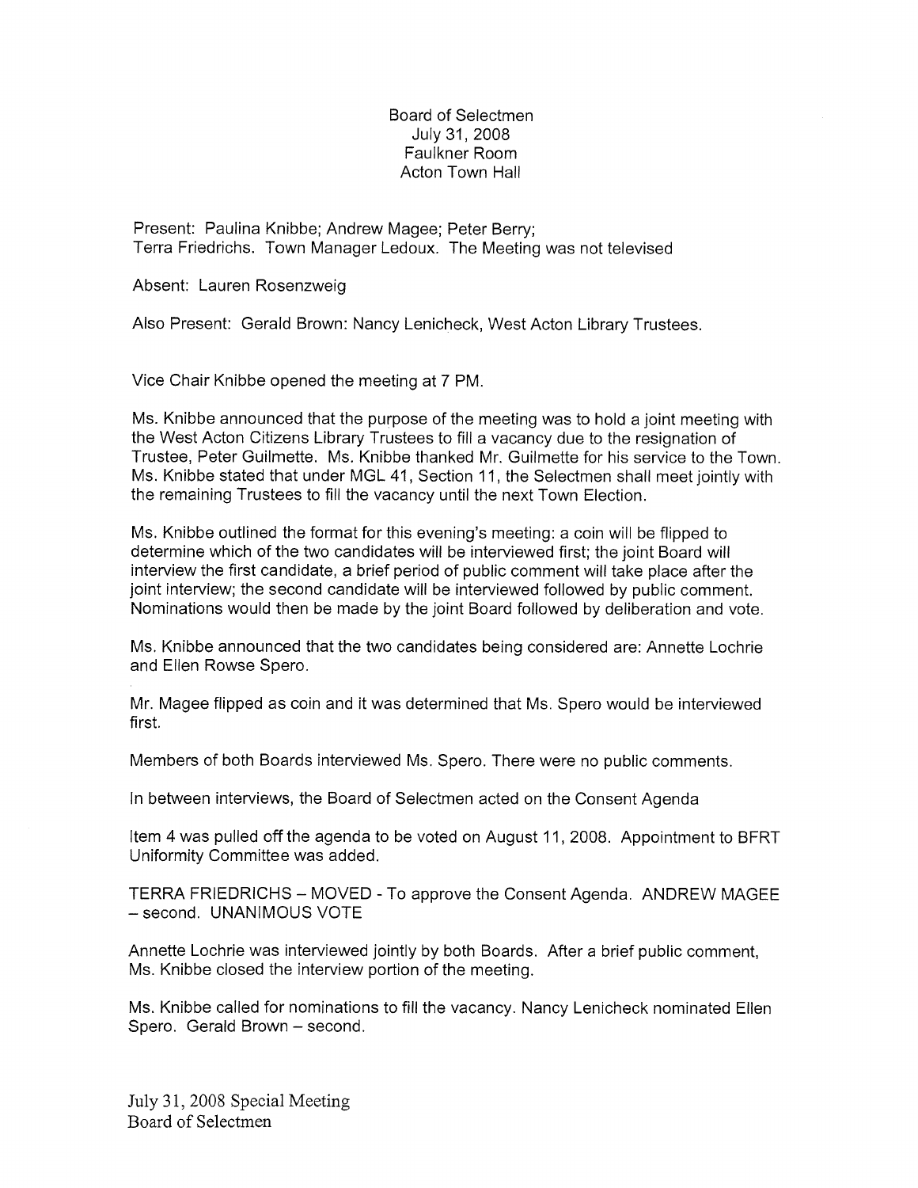Board of Selectmen
July 31, 2008
Faulkner Room
Acton Town Hall

Present: Paulina Knibbe; Andrew Magee; Peter Berry;
Terra Friedrichs. Town Manager Ledoux. The Meeting was not televised

Absent: Lauren Rosenzweig

Also Present: Gerald Brown: Nancy Lenicheck, West Acton Library Trustees.

Vice Chair Knibbe opened the meeting at 7 PM.

Ms. Knibbe announced that the purpose of the meeting was to hold a joint meeting with the West Acton Citizens Library Trustees to fill a vacancy due to the resignation of Trustee, Peter Guilmette. Ms. Knibbe thanked Mr. Guilmette for his service to the Town. Ms. Knibbe stated that under MGL 41, Section 11, the Selectmen shall meet jointly with the remaining Trustees to fill the vacancy until the next Town Election.

Ms. Knibbe outlined the format for this evening's meeting: a coin will be flipped to determine which of the two candidates will be interviewed first; the joint Board will interview the first candidate, a brief period of public comment will take place after the joint interview; the second candidate will be interviewed followed by public comment. Nominations would then be made by the joint Board followed by deliberation and vote.

Ms. Knibbe announced that the two candidates being considered are: Annette Lochrie and Ellen Rowse Spero.

Mr. Magee flipped as coin and it was determined that Ms. Spero would be interviewed first.

Members of both Boards interviewed Ms. Spero. There were no public comments.

In between interviews, the Board of Selectmen acted on the Consent Agenda

Item 4 was pulled off the agenda to be voted on August 11, 2008. Appointment to BFRT Uniformity Committee was added.

TERRA FRIEDRICHS – MOVED - To approve the Consent Agenda. ANDREW MAGEE – second. UNANIMOUS VOTE

Annette Lochrie was interviewed jointly by both Boards. After a brief public comment, Ms. Knibbe closed the interview portion of the meeting.

Ms. Knibbe called for nominations to fill the vacancy. Nancy Lenicheck nominated Ellen Spero. Gerald Brown – second.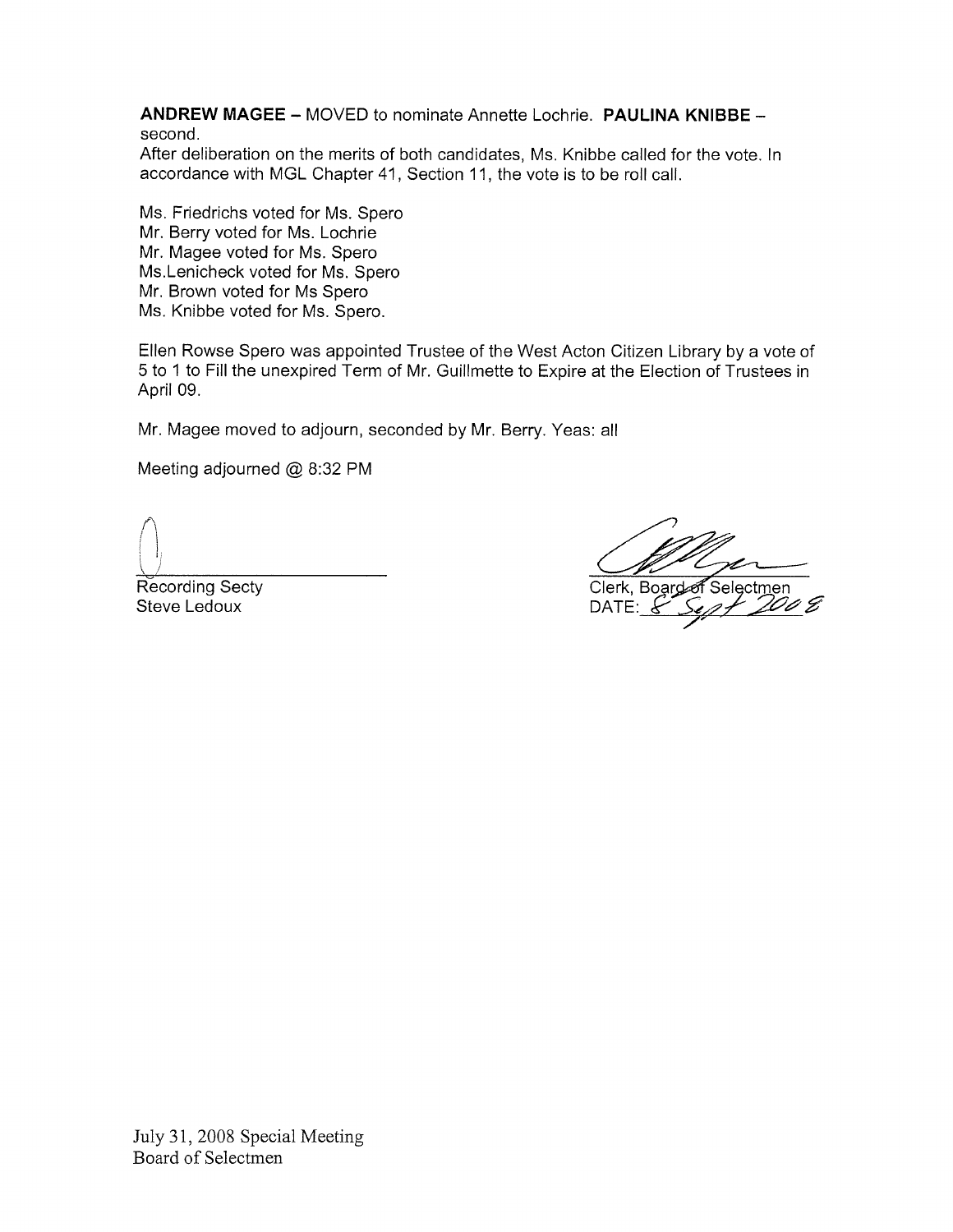**ANDREW MAGEE –** MOVED to nominate Annette Lochrie. **PAULINA KNIBBE –** second.

After deliberation on the merits of both candidates, Ms. Knibbe called for the vote. In accordance with MGL Chapter 41, Section 11, the vote is to be roll call.

Ms. Friedrichs voted for Ms. Spero
Mr. Berry voted for Ms. Lochrie
Mr. Magee voted for Ms. Spero
Ms.Lenicheck voted for Ms. Spero
Mr. Brown voted for Ms Spero
Ms. Knibbe voted for Ms. Spero.

Ellen Rowse Spero was appointed Trustee of the West Acton Citizen Library by a vote of 5 to 1 to Fill the unexpired Term of Mr. Guillmette to Expire at the Election of Trustees in April 09.

Mr. Magee moved to adjourn, seconded by Mr. Berry. Yeas: all

Meeting adjourned @ 8:32 PM

Recording Secty
Steve Ledoux

Clerk, Board of Selectmen
DATE: 8 Sept 2008

July 31, 2008 Special Meeting
Board of Selectmen